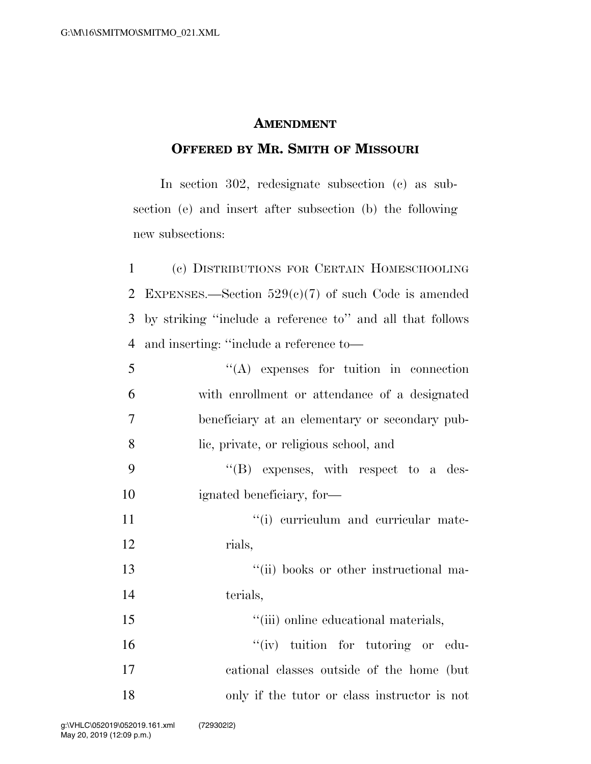## AMENDMENT

## OFFERED BY MR. SMITH OF MISSOURI

In section 302, redesignate subsection (c) as subsection (e) and insert after subsection (b) the following new subsections:

(c) DISTRIBUTIONS FOR CERTAIN HOMESCHOOLING EXPENSES.—Section 529(c)(7) of such Code is amended by striking "include a reference to" and all that follows and inserting: "include a reference to—

"(A) expenses for tuition in connection with enrollment or attendance of a designated beneficiary at an elementary or secondary public, private, or religious school, and

"(B) expenses, with respect to a designated beneficiary, for—

"(i) curriculum and curricular materials,

"(ii) books or other instructional materials,

"(iii) online educational materials,

"(iv) tuition for tutoring or educational classes outside of the home (but only if the tutor or class instructor is not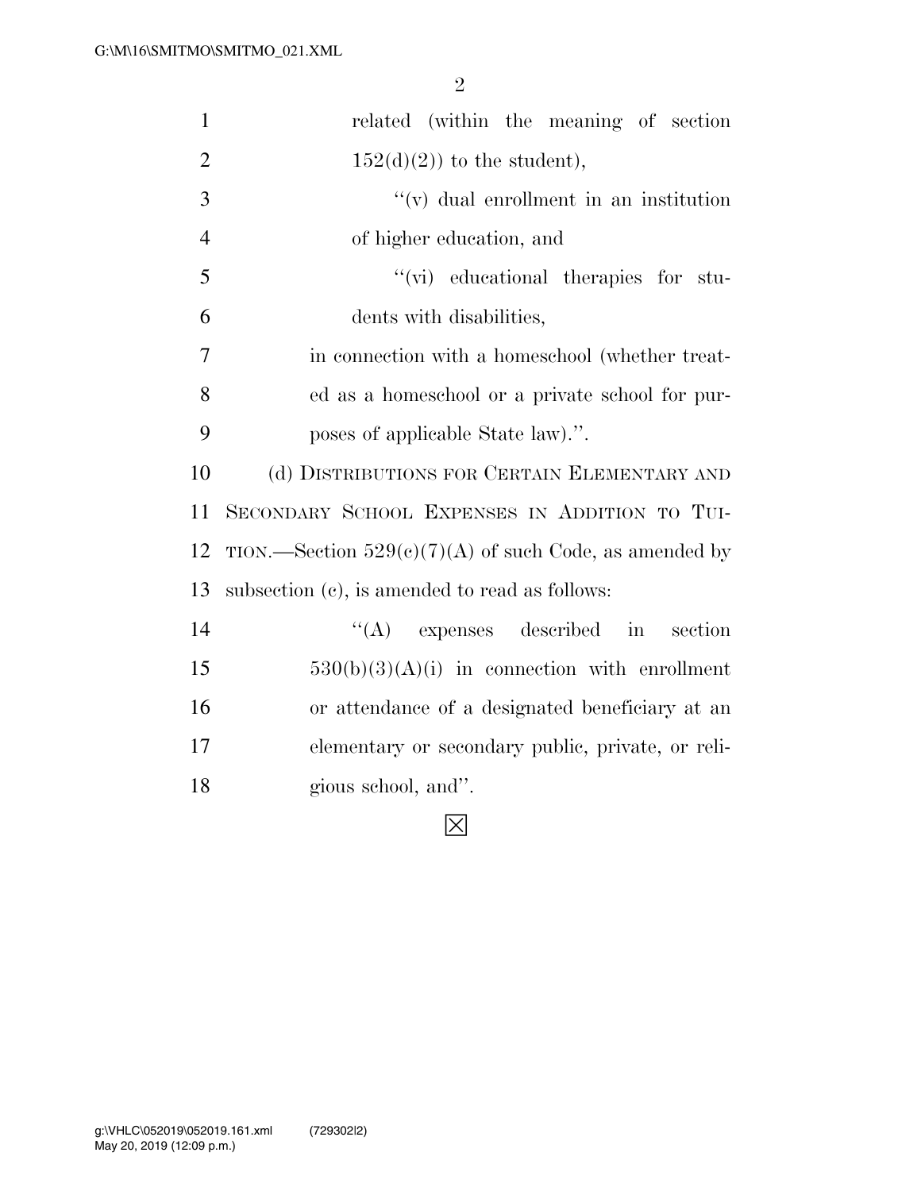related (within the meaning of section 152(d)(2)) to the student),

''(v) dual enrollment in an institution of higher education, and

''(vi) educational therapies for students with disabilities,

in connection with a homeschool (whether treated as a homeschool or a private school for purposes of applicable State law).''.

(d) DISTRIBUTIONS FOR CERTAIN ELEMENTARY AND SECONDARY SCHOOL EXPENSES IN ADDITION TO TUITION.—Section 529(c)(7)(A) of such Code, as amended by subsection (c), is amended to read as follows:

''(A) expenses described in section 530(b)(3)(A)(i) in connection with enrollment or attendance of a designated beneficiary at an elementary or secondary public, private, or religious school, and''.